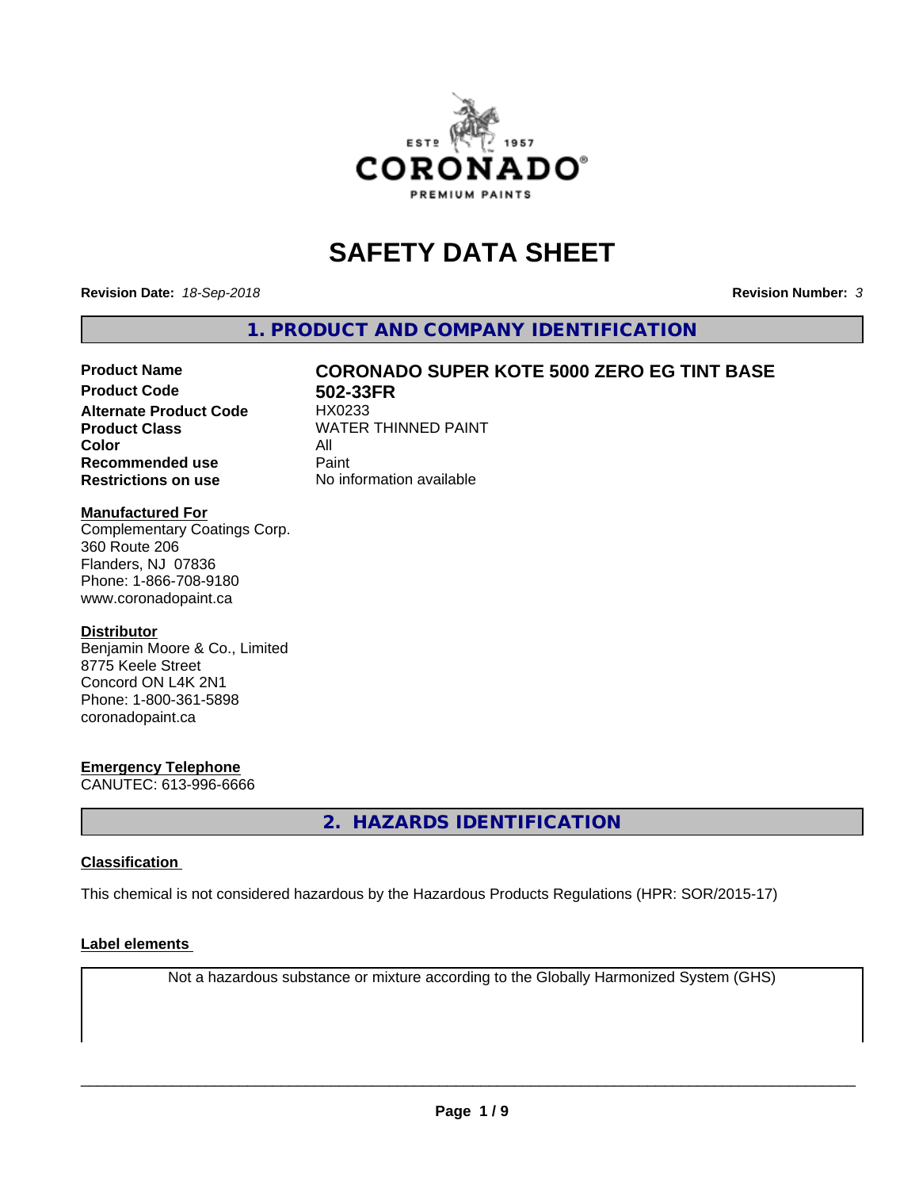# SAFETY DATA SHEET

**Revision Date:** *18-Sep-2018* **Revision Number:** *3*

## 1. PRODUCT AND COMPANY IDENTIFICATION

| | |
|---|---|
| **Product Name** | **CORONADO SUPER KOTE 5000 ZERO EG TINT BASE** |
| **Product Code** | **502-33FR** |
| **Alternate Product Code** | HX0233 |
| **Product Class** | WATER THINNED PAINT |
| **Color** | All |
| **Recommended use** | Paint |
| **Restrictions on use** | No information available |

**Manufactured For**
Complementary Coatings Corp.
360 Route 206
Flanders, NJ 07836
Phone: 1-866-708-9180
www.coronadopaint.ca

**Distributor**
Benjamin Moore & Co., Limited
8775 Keele Street
Concord ON L4K 2N1
Phone: 1-800-361-5898
coronadopaint.ca

**Emergency Telephone**
CANUTEC: 613-996-6666

## 2. HAZARDS IDENTIFICATION

**Classification**

This chemical is not considered hazardous by the Hazardous Products Regulations (HPR: SOR/2015-17)

**Label elements**

Not a hazardous substance or mixture according to the Globally Harmonized System (GHS)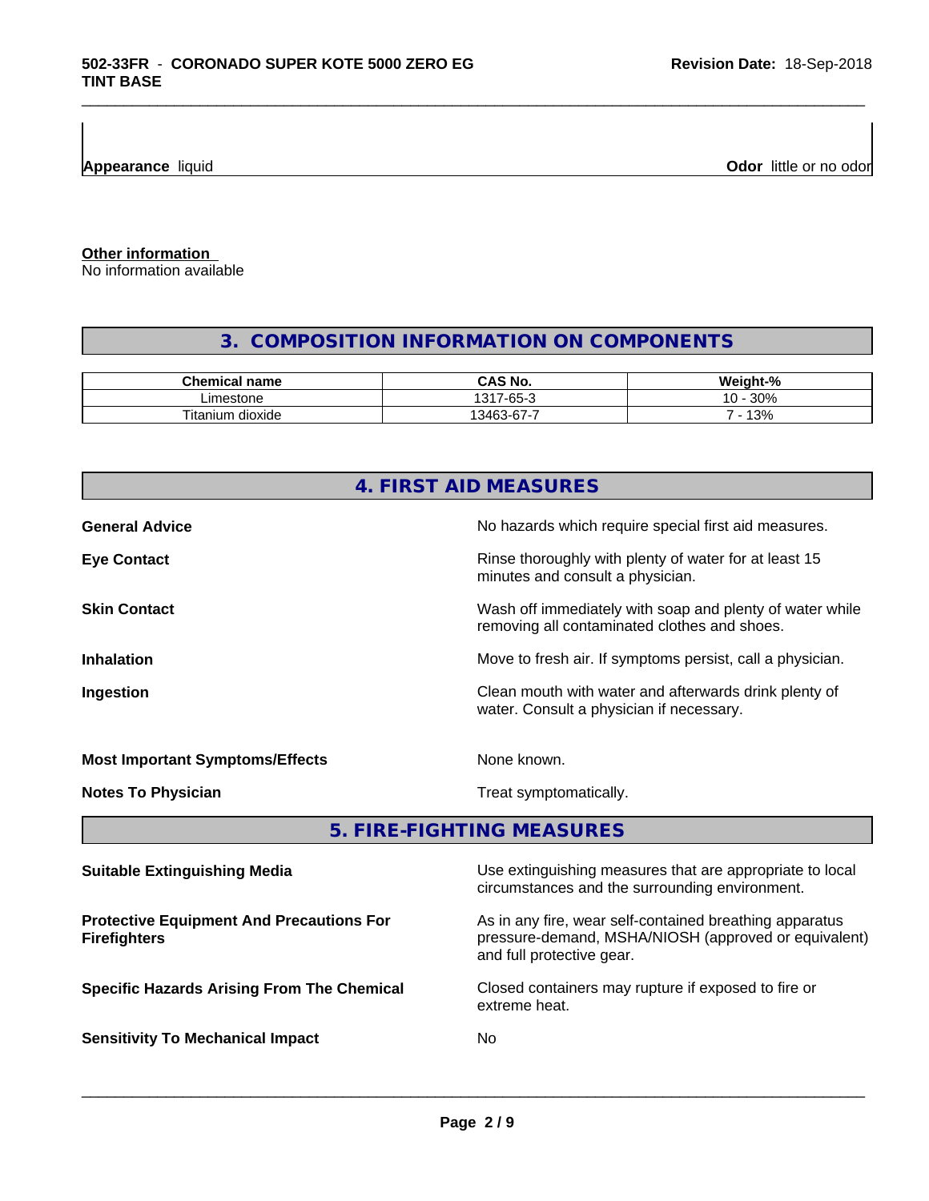| | |
|---|---|
| **Appearance** liquid | **Odor** little or no odor |

**Other information**
No information available

## 3. COMPOSITION INFORMATION ON COMPONENTS

| Chemical name | CAS No. | Weight-% |
|---|---|---|
| Limestone | 1317-65-3 | 10 - 30% |
| Titanium dioxide | 13463-67-7 | 7 - 13% |

## 4. FIRST AID MEASURES

| | |
|---|---|
| **General Advice** | No hazards which require special first aid measures. |
| **Eye Contact** | Rinse thoroughly with plenty of water for at least 15 minutes and consult a physician. |
| **Skin Contact** | Wash off immediately with soap and plenty of water while removing all contaminated clothes and shoes. |
| **Inhalation** | Move to fresh air. If symptoms persist, call a physician. |
| **Ingestion** | Clean mouth with water and afterwards drink plenty of water. Consult a physician if necessary. |
| **Most Important Symptoms/Effects** | None known. |
| **Notes To Physician** | Treat symptomatically. |

## 5. FIRE-FIGHTING MEASURES

| | |
|---|---|
| **Suitable Extinguishing Media** | Use extinguishing measures that are appropriate to local circumstances and the surrounding environment. |
| **Protective Equipment And Precautions For Firefighters** | As in any fire, wear self-contained breathing apparatus pressure-demand, MSHA/NIOSH (approved or equivalent) and full protective gear. |
| **Specific Hazards Arising From The Chemical** | Closed containers may rupture if exposed to fire or extreme heat. |
| **Sensitivity To Mechanical Impact** | No |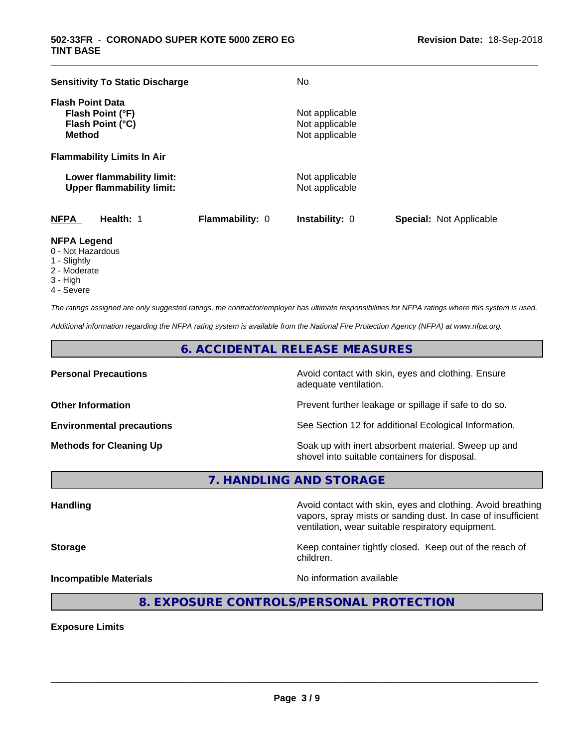**Sensitivity To Static Discharge** No

**Flash Point Data**

| | |
|---|---|
| **Flash Point (°F)** | Not applicable |
| **Flash Point (°C)** | Not applicable |
| **Method** | Not applicable |

**Flammability Limits In Air**

| | |
|---|---|
| **Lower flammability limit:** | Not applicable |
| **Upper flammability limit:** | Not applicable |

| **NFPA** | **Health:** 1 | **Flammability:** 0 | **Instability:** 0 | **Special:** Not Applicable |
|---|---|---|---|---|

**NFPA Legend**

- 0 - Not Hazardous
- 1 - Slightly
- 2 - Moderate
- 3 - High
- 4 - Severe

*The ratings assigned are only suggested ratings, the contractor/employer has ultimate responsibilities for NFPA ratings where this system is used.*

*Additional information regarding the NFPA rating system is available from the National Fire Protection Agency (NFPA) at www.nfpa.org.*

## 6. ACCIDENTAL RELEASE MEASURES

| | |
|---|---|
| **Personal Precautions** | Avoid contact with skin, eyes and clothing. Ensure adequate ventilation. |
| **Other Information** | Prevent further leakage or spillage if safe to do so. |
| **Environmental precautions** | See Section 12 for additional Ecological Information. |
| **Methods for Cleaning Up** | Soak up with inert absorbent material. Sweep up and shovel into suitable containers for disposal. |

## 7. HANDLING AND STORAGE

| | |
|---|---|
| **Handling** | Avoid contact with skin, eyes and clothing. Avoid breathing vapors, spray mists or sanding dust. In case of insufficient ventilation, wear suitable respiratory equipment. |
| **Storage** | Keep container tightly closed. Keep out of the reach of children. |
| **Incompatible Materials** | No information available |

## 8. EXPOSURE CONTROLS/PERSONAL PROTECTION

**Exposure Limits**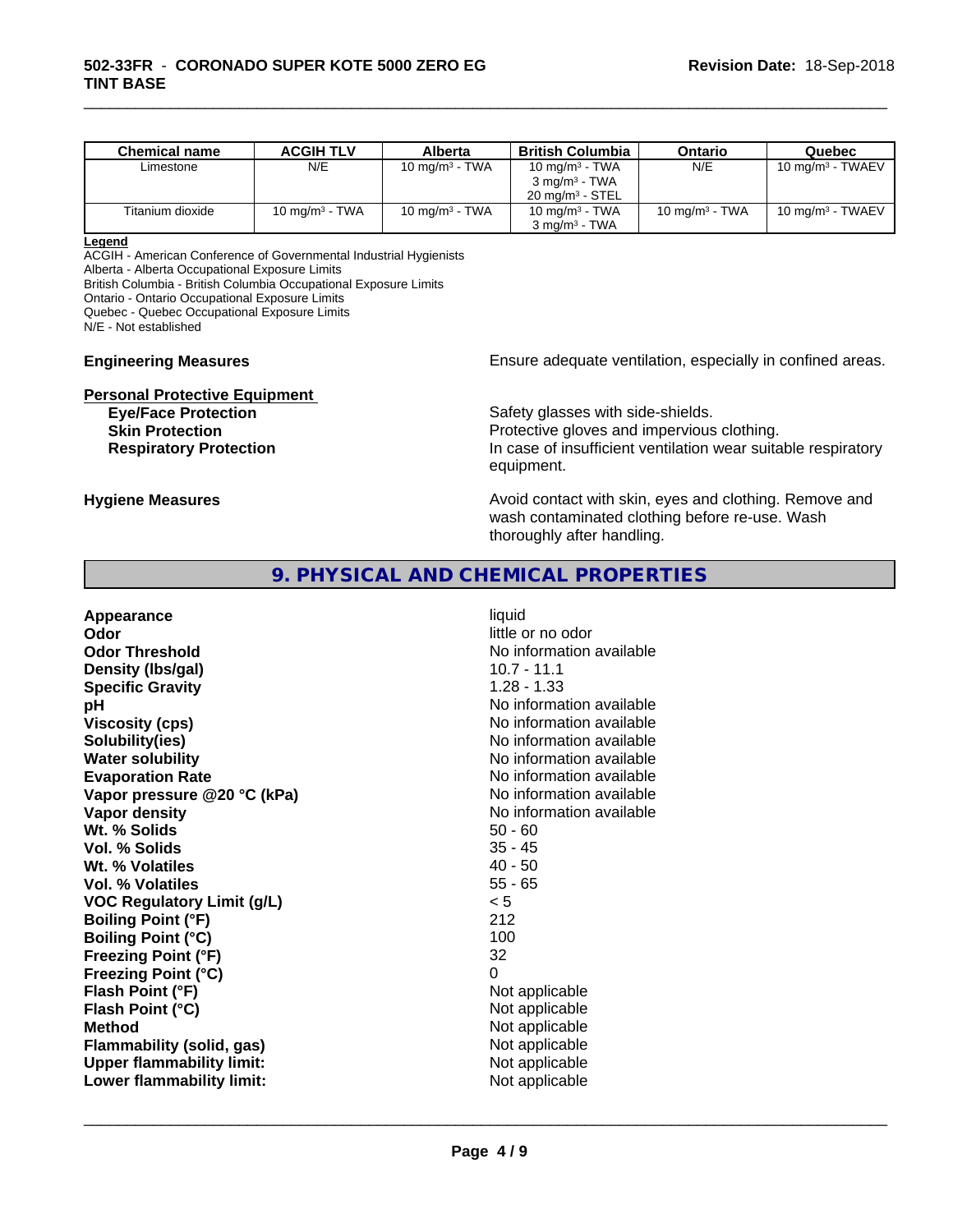| Chemical name | ACGIH TLV | Alberta | British Columbia | Ontario | Quebec |
|---|---|---|---|---|---|
| Limestone | N/E | 10 $mg/m^3$ - TWA | 10 $mg/m^3$ - TWA<br>3 $mg/m^3$ - TWA<br>20 $mg/m^3$ - STEL | N/E | 10 $mg/m^3$ - TWAEV |
| Titanium dioxide | 10 $mg/m^3$ - TWA | 10 $mg/m^3$ - TWA | 10 $mg/m^3$ - TWA<br>3 $mg/m^3$ - TWA | 10 $mg/m^3$ - TWA | 10 $mg/m^3$ - TWAEV |

**Legend**

ACGIH - American Conference of Governmental Industrial Hygienists
Alberta - Alberta Occupational Exposure Limits
British Columbia - British Columbia Occupational Exposure Limits
Ontario - Ontario Occupational Exposure Limits
Quebec - Quebec Occupational Exposure Limits
N/E - Not established

**Engineering Measures** Ensure adequate ventilation, especially in confined areas.

**Personal Protective Equipment**

**Eye/Face Protection** Safety glasses with side-shields.

**Skin Protection** Protective gloves and impervious clothing.

**Respiratory Protection** In case of insufficient ventilation wear suitable respiratory equipment.

**Hygiene Measures** Avoid contact with skin, eyes and clothing. Remove and wash contaminated clothing before re-use. Wash thoroughly after handling.

## 9. PHYSICAL AND CHEMICAL PROPERTIES

| | |
|---|---|
| **Appearance** | liquid |
| **Odor** | little or no odor |
| **Odor Threshold** | No information available |
| **Density (lbs/gal)** | 10.7 - 11.1 |
| **Specific Gravity** | 1.28 - 1.33 |
| **pH** | No information available |
| **Viscosity (cps)** | No information available |
| **Solubility(ies)** | No information available |
| **Water solubility** | No information available |
| **Evaporation Rate** | No information available |
| **Vapor pressure @20 °C (kPa)** | No information available |
| **Vapor density** | No information available |
| **Wt. % Solids** | 50 - 60 |
| **Vol. % Solids** | 35 - 45 |
| **Wt. % Volatiles** | 40 - 50 |
| **Vol. % Volatiles** | 55 - 65 |
| **VOC Regulatory Limit (g/L)** | < 5 |
| **Boiling Point (°F)** | 212 |
| **Boiling Point (°C)** | 100 |
| **Freezing Point (°F)** | 32 |
| **Freezing Point (°C)** | 0 |
| **Flash Point (°F)** | Not applicable |
| **Flash Point (°C)** | Not applicable |
| **Method** | Not applicable |
| **Flammability (solid, gas)** | Not applicable |
| **Upper flammability limit:** | Not applicable |
| **Lower flammability limit:** | Not applicable |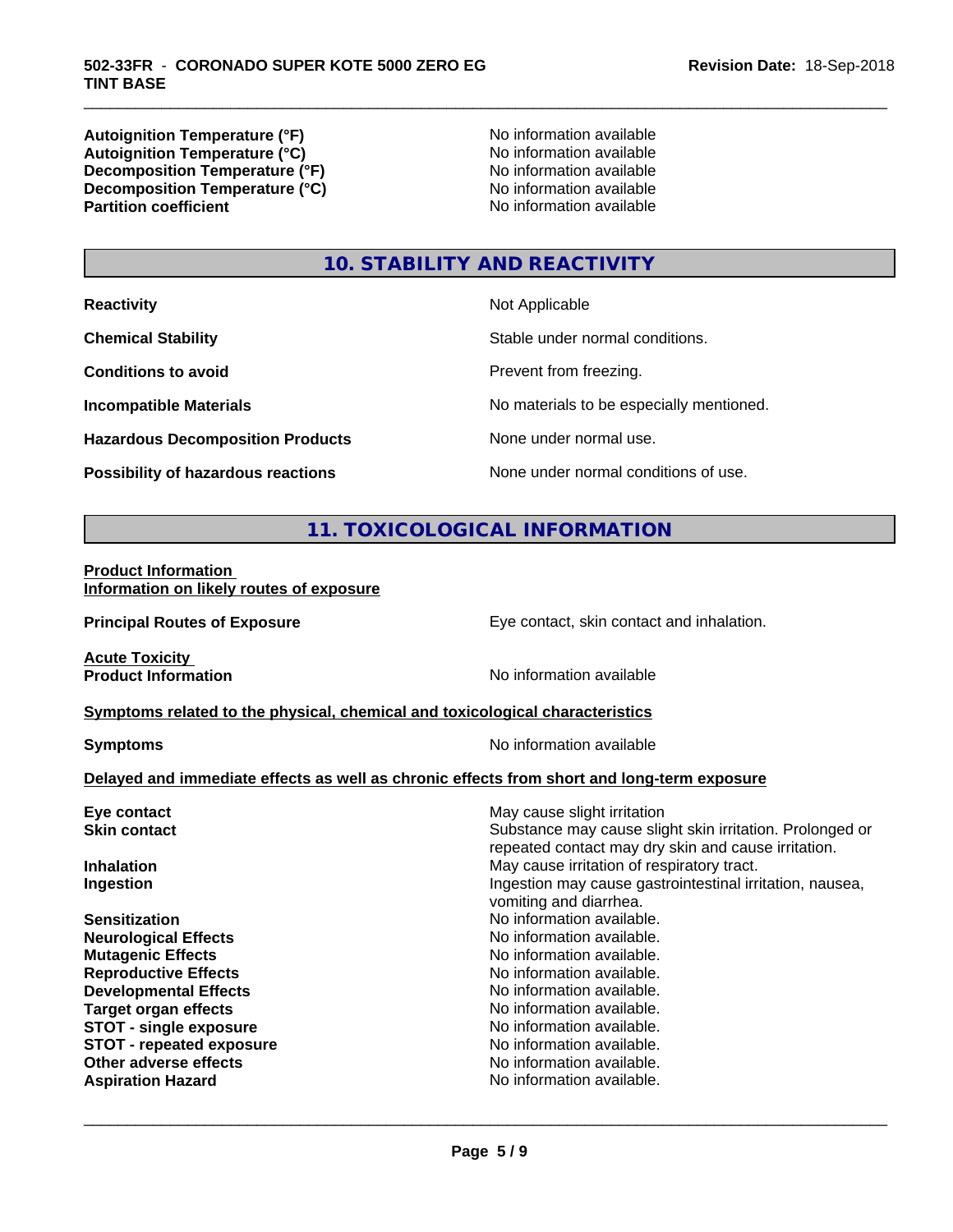| | |
|---|---|
| **Autoignition Temperature (°F)** | No information available |
| **Autoignition Temperature (°C)** | No information available |
| **Decomposition Temperature (°F)** | No information available |
| **Decomposition Temperature (°C)** | No information available |
| **Partition coefficient** | No information available |

## 10. STABILITY AND REACTIVITY

| | |
|---|---|
| **Reactivity** | Not Applicable |
| **Chemical Stability** | Stable under normal conditions. |
| **Conditions to avoid** | Prevent from freezing. |
| **Incompatible Materials** | No materials to be especially mentioned. |
| **Hazardous Decomposition Products** | None under normal use. |
| **Possibility of hazardous reactions** | None under normal conditions of use. |

## 11. TOXICOLOGICAL INFORMATION

**Product Information**
**Information on likely routes of exposure**

**Principal Routes of Exposure** — Eye contact, skin contact and inhalation.

**Acute Toxicity**
**Product Information** — No information available

**Symptoms related to the physical, chemical and toxicological characteristics**

**Symptoms** — No information available

**Delayed and immediate effects as well as chronic effects from short and long-term exposure**

| | |
|---|---|
| **Eye contact** | May cause slight irritation |
| **Skin contact** | Substance may cause slight skin irritation. Prolonged or repeated contact may dry skin and cause irritation. |
| **Inhalation** | May cause irritation of respiratory tract. |
| **Ingestion** | Ingestion may cause gastrointestinal irritation, nausea, vomiting and diarrhea. |
| **Sensitization** | No information available. |
| **Neurological Effects** | No information available. |
| **Mutagenic Effects** | No information available. |
| **Reproductive Effects** | No information available. |
| **Developmental Effects** | No information available. |
| **Target organ effects** | No information available. |
| **STOT - single exposure** | No information available. |
| **STOT - repeated exposure** | No information available. |
| **Other adverse effects** | No information available. |
| **Aspiration Hazard** | No information available. |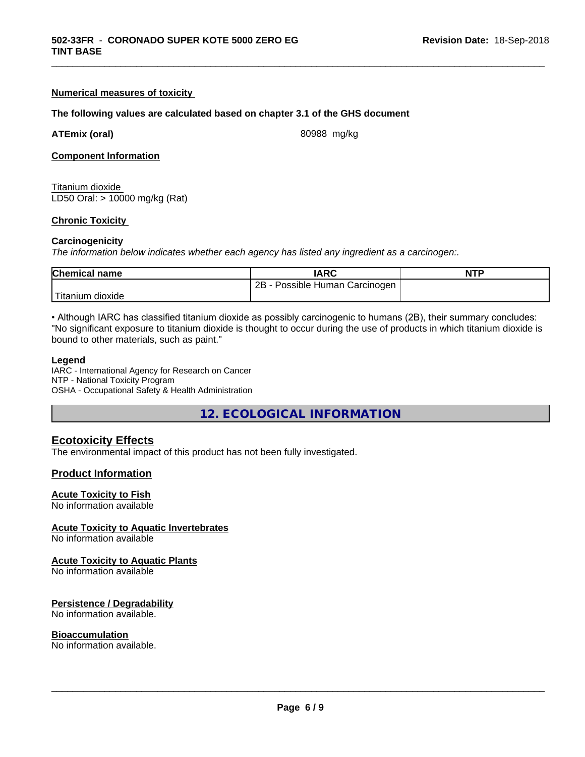**Numerical measures of toxicity**

**The following values are calculated based on chapter 3.1 of the GHS document**

**ATEmix (oral)** 80988 mg/kg

**Component Information**

Titanium dioxide
LD50 Oral: > 10000 mg/kg (Rat)

**Chronic Toxicity**

**Carcinogenicity**

*The information below indicates whether each agency has listed any ingredient as a carcinogen:.*

| Chemical name | IARC | NTP |
|---|---|---|
| Titanium dioxide | 2B - Possible Human Carcinogen | |

• Although IARC has classified titanium dioxide as possibly carcinogenic to humans (2B), their summary concludes: "No significant exposure to titanium dioxide is thought to occur during the use of products in which titanium dioxide is bound to other materials, such as paint."

**Legend**

IARC - International Agency for Research on Cancer
NTP - National Toxicity Program
OSHA - Occupational Safety & Health Administration

## 12. ECOLOGICAL INFORMATION

### Ecotoxicity Effects

The environmental impact of this product has not been fully investigated.

### Product Information

**Acute Toxicity to Fish**

No information available

**Acute Toxicity to Aquatic Invertebrates**

No information available

**Acute Toxicity to Aquatic Plants**

No information available

**Persistence / Degradability**

No information available.

**Bioaccumulation**

No information available.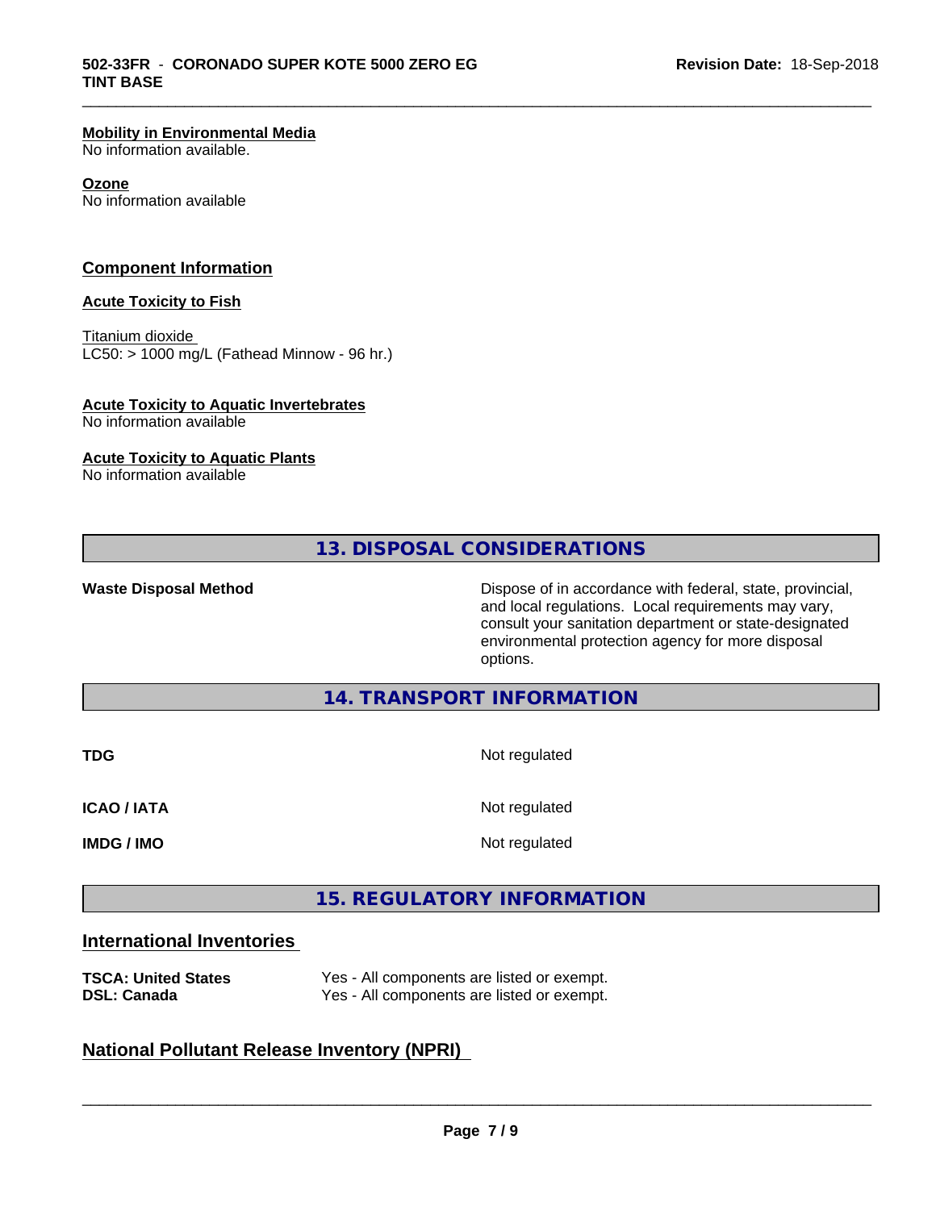**Mobility in Environmental Media**
No information available.

**Ozone**
No information available

## Component Information

**Acute Toxicity to Fish**

Titanium dioxide
LC50: > 1000 mg/L (Fathead Minnow - 96 hr.)

**Acute Toxicity to Aquatic Invertebrates**
No information available

**Acute Toxicity to Aquatic Plants**
No information available

## 13. DISPOSAL CONSIDERATIONS

| | |
|---|---|
| **Waste Disposal Method** | Dispose of in accordance with federal, state, provincial, and local regulations. Local requirements may vary, consult your sanitation department or state-designated environmental protection agency for more disposal options. |

## 14. TRANSPORT INFORMATION

| | |
|---|---|
| **TDG** | Not regulated |
| **ICAO / IATA** | Not regulated |
| **IMDG / IMO** | Not regulated |

## 15. REGULATORY INFORMATION

### International Inventories

| | |
|---|---|
| **TSCA: United States** | Yes - All components are listed or exempt. |
| **DSL: Canada** | Yes - All components are listed or exempt. |

### National Pollutant Release Inventory (NPRI)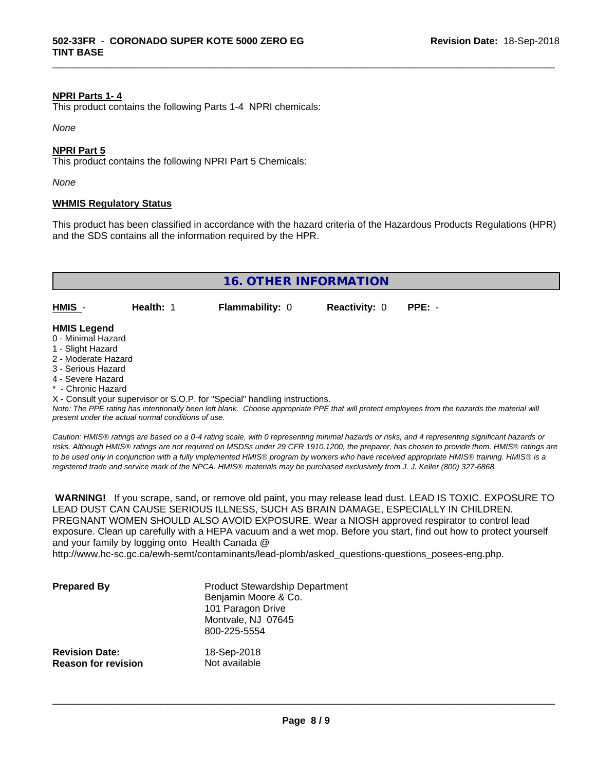**NPRI Parts 1- 4**

This product contains the following Parts 1-4 NPRI chemicals:

*None*

**NPRI Part 5**

This product contains the following NPRI Part 5 Chemicals:

*None*

**WHMIS Regulatory Status**

This product has been classified in accordance with the hazard criteria of the Hazardous Products Regulations (HPR) and the SDS contains all the information required by the HPR.

## 16. OTHER INFORMATION

| HMIS - | Health: 1 | Flammability: 0 | Reactivity: 0 | PPE: - |
|---|---|---|---|---|

**HMIS Legend**

0 - Minimal Hazard
1 - Slight Hazard
2 - Moderate Hazard
3 - Serious Hazard
4 - Severe Hazard
* - Chronic Hazard
X - Consult your supervisor or S.O.P. for "Special" handling instructions.

*Note: The PPE rating has intentionally been left blank. Choose appropriate PPE that will protect employees from the hazards the material will present under the actual normal conditions of use.*

*Caution: HMIS® ratings are based on a 0-4 rating scale, with 0 representing minimal hazards or risks, and 4 representing significant hazards or risks. Although HMIS® ratings are not required on MSDSs under 29 CFR 1910.1200, the preparer, has chosen to provide them. HMIS® ratings are to be used only in conjunction with a fully implemented HMIS® program by workers who have received appropriate HMIS® training. HMIS® is a registered trade and service mark of the NPCA. HMIS® materials may be purchased exclusively from J. J. Keller (800) 327-6868.*

**WARNING!** If you scrape, sand, or remove old paint, you may release lead dust. LEAD IS TOXIC. EXPOSURE TO LEAD DUST CAN CAUSE SERIOUS ILLNESS, SUCH AS BRAIN DAMAGE, ESPECIALLY IN CHILDREN. PREGNANT WOMEN SHOULD ALSO AVOID EXPOSURE. Wear a NIOSH approved respirator to control lead exposure. Clean up carefully with a HEPA vacuum and a wet mop. Before you start, find out how to protect yourself and your family by logging onto Health Canada @ http://www.hc-sc.gc.ca/ewh-semt/contaminants/lead-plomb/asked_questions-questions_posees-eng.php.

| | |
|---|---|
| **Prepared By** | Product Stewardship Department<br>Benjamin Moore & Co.<br>101 Paragon Drive<br>Montvale, NJ 07645<br>800-225-5554 |
| **Revision Date:** | 18-Sep-2018 |
| **Reason for revision** | Not available |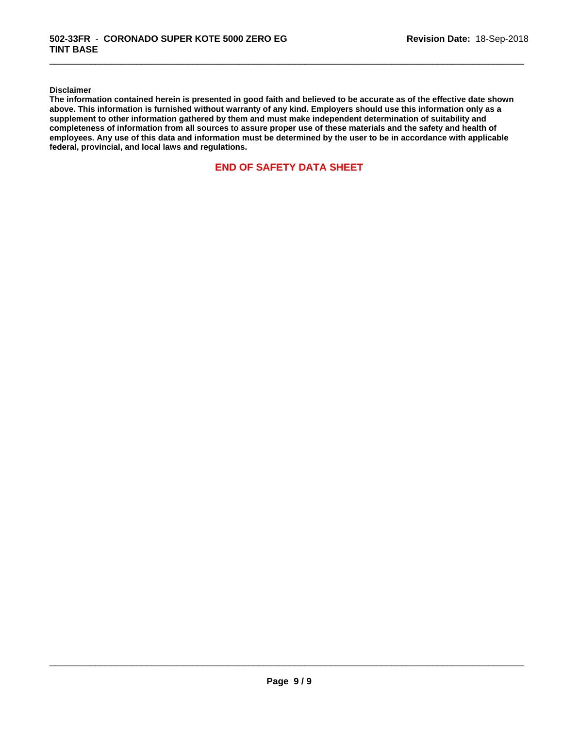**Disclaimer**

**The information contained herein is presented in good faith and believed to be accurate as of the effective date shown above. This information is furnished without warranty of any kind. Employers should use this information only as a supplement to other information gathered by them and must make independent determination of suitability and completeness of information from all sources to assure proper use of these materials and the safety and health of employees. Any use of this data and information must be determined by the user to be in accordance with applicable federal, provincial, and local laws and regulations.**

**END OF SAFETY DATA SHEET**